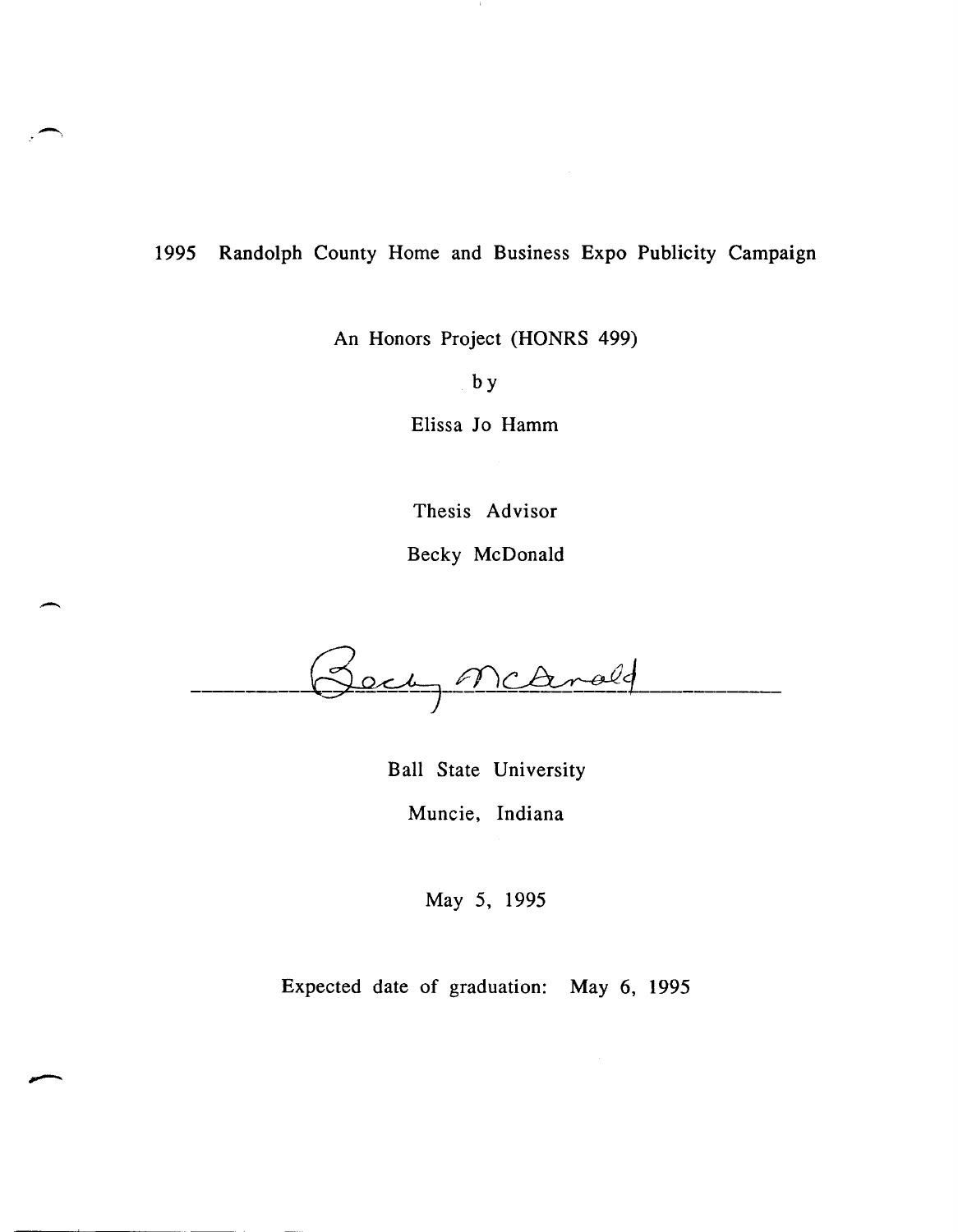# 1995 Randolph County Home and Business Expo Publicity Campaign

An Honors Project (HONRS 499)

by

Elissa Jo Hamm

Thesis Advisor

Becky McDonald

Becky McDonald

Ball State University

Muncie, Indiana

May 5, 1995

Expected date of graduation: May 6, 1995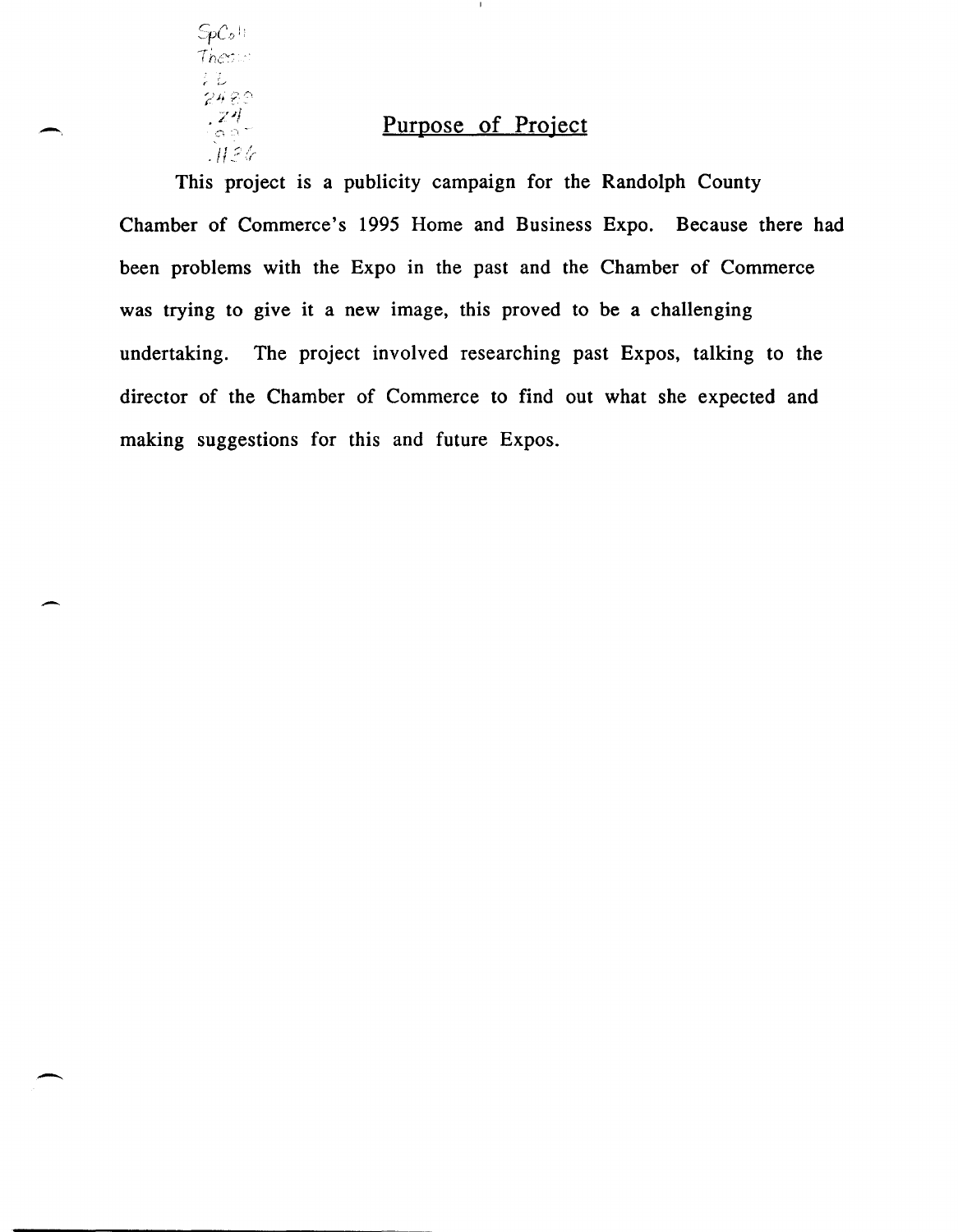## Purpose of Project

This project is a publicity campaign for the Randolph County Chamber of Commerce's 1995 Home and Business Expo. Because there had been problems with the Expo in the past and the Chamber of Commerce was trying to give it a new image, this proved to be a challenging undertaking. The project involved researching past Expos, talking to the director of the Chamber of Commerce to find out what she expected and making suggestions for this and future Expos.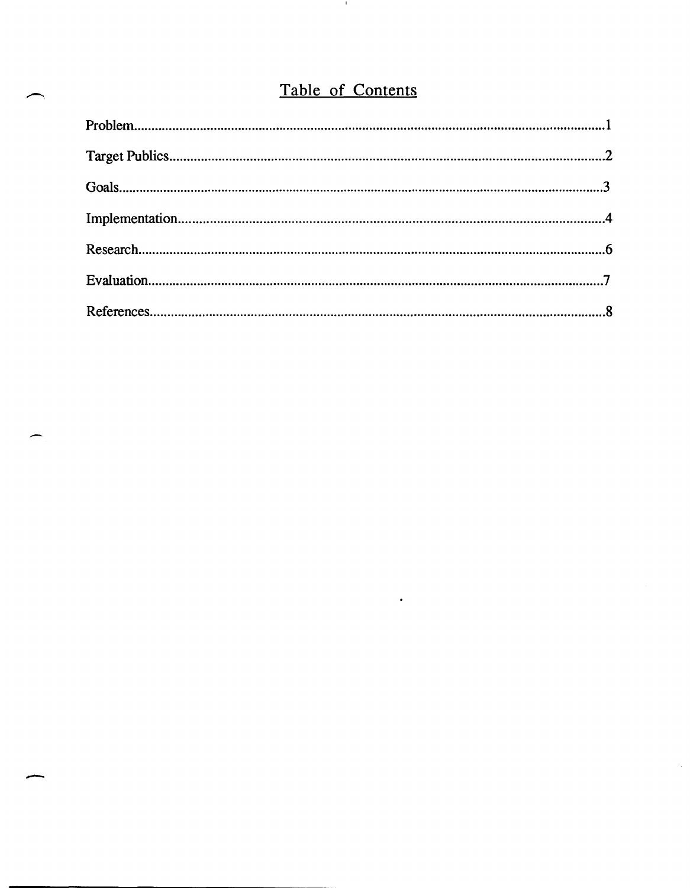# Table of Contents

Problem....................................................................................................................1

Target Publics...........................................................................................................2

Goals.......................................................................................................................3

Implementation.........................................................................................................4

Research...................................................................................................................6

Evaluation.................................................................................................................7

References................................................................................................................8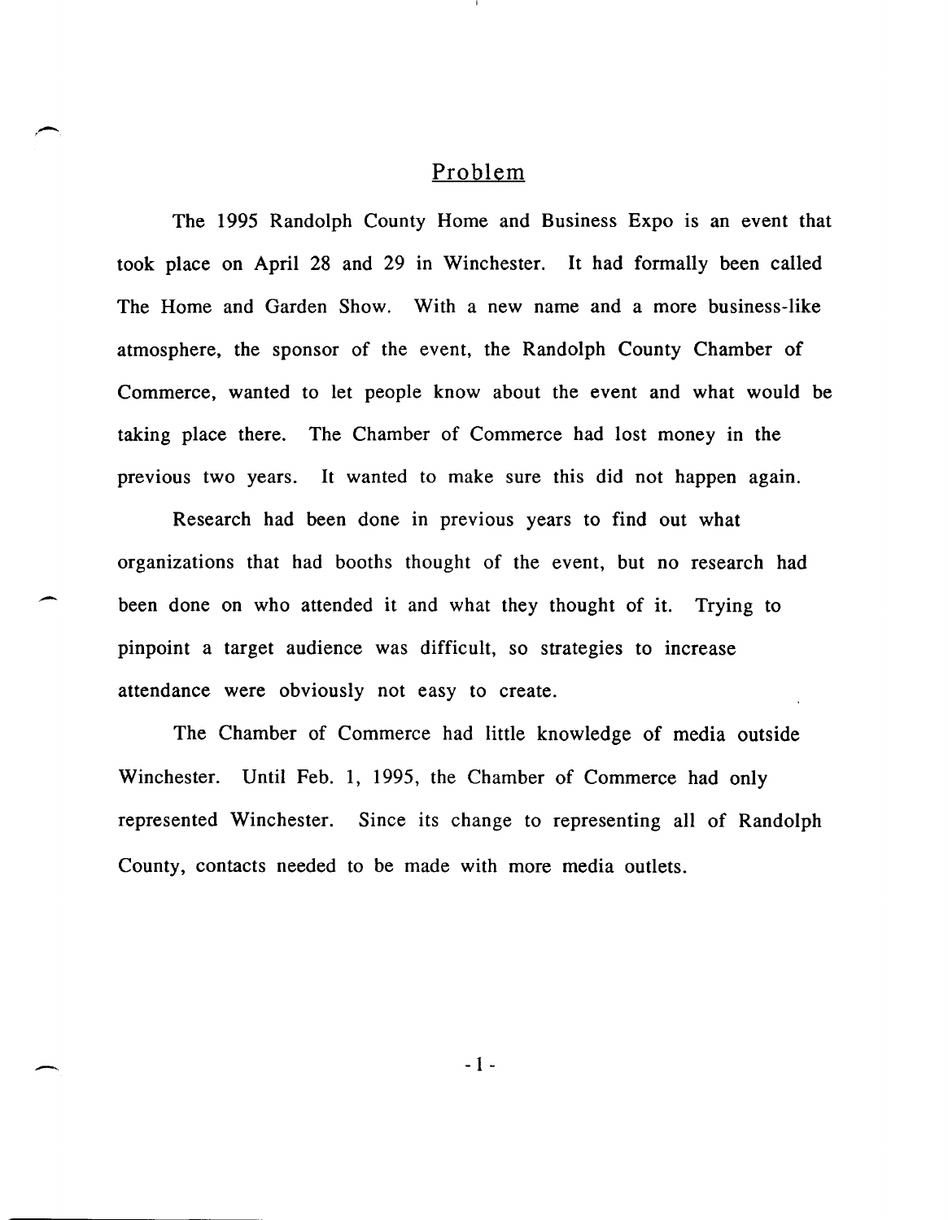## Problem

The 1995 Randolph County Home and Business Expo is an event that took place on April 28 and 29 in Winchester. It had formally been called The Home and Garden Show. With a new name and a more business-like atmosphere, the sponsor of the event, the Randolph County Chamber of Commerce, wanted to let people know about the event and what would be taking place there. The Chamber of Commerce had lost money in the previous two years. It wanted to make sure this did not happen again.

Research had been done in previous years to find out what organizations that had booths thought of the event, but no research had been done on who attended it and what they thought of it. Trying to pinpoint a target audience was difficult, so strategies to increase attendance were obviously not easy to create.

The Chamber of Commerce had little knowledge of media outside Winchester. Until Feb. 1, 1995, the Chamber of Commerce had only represented Winchester. Since its change to representing all of Randolph County, contacts needed to be made with more media outlets.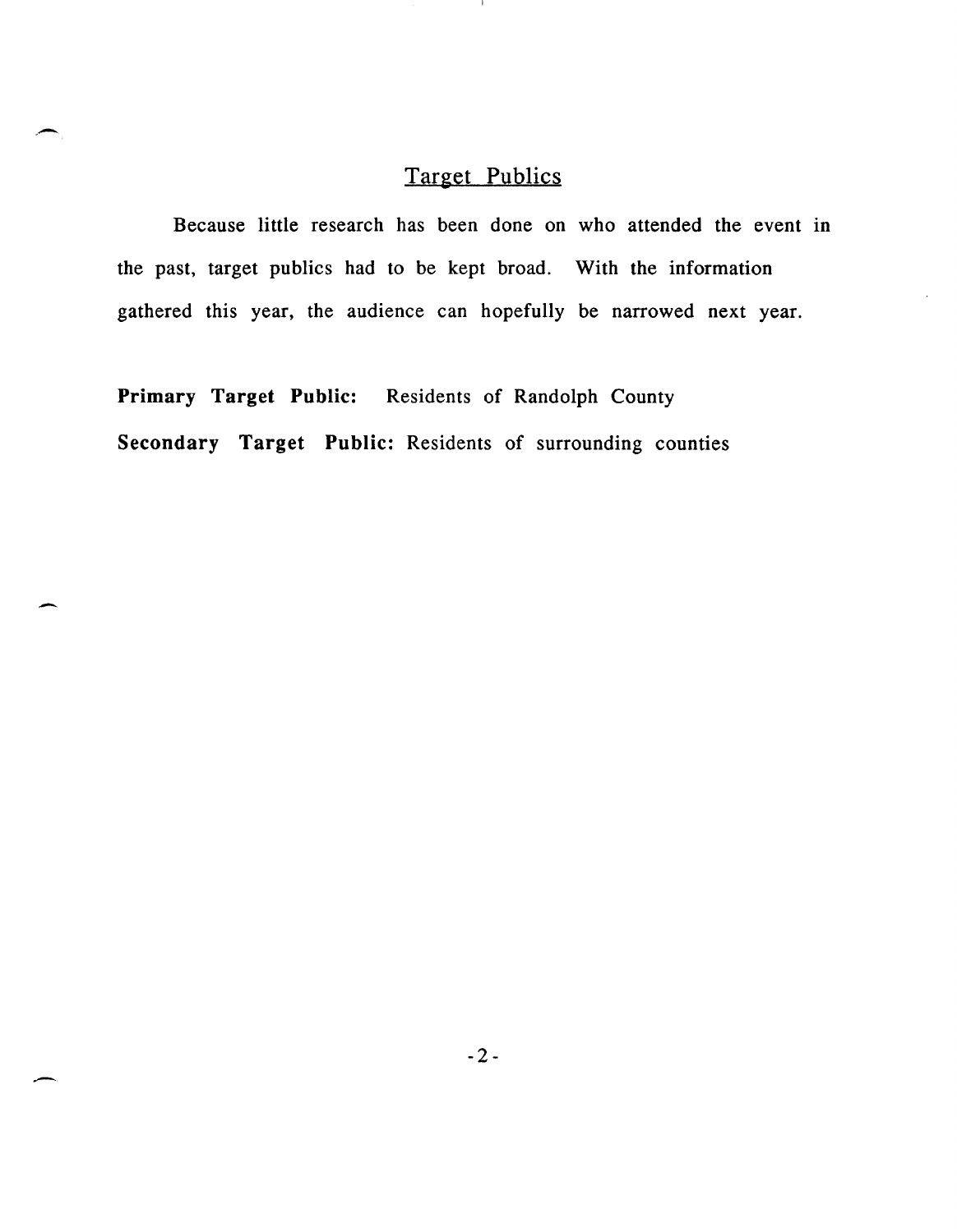## Target Publics

Because little research has been done on who attended the event in the past, target publics had to be kept broad. With the information gathered this year, the audience can hopefully be narrowed next year.

**Primary Target Public:** Residents of Randolph County

**Secondary Target Public:** Residents of surrounding counties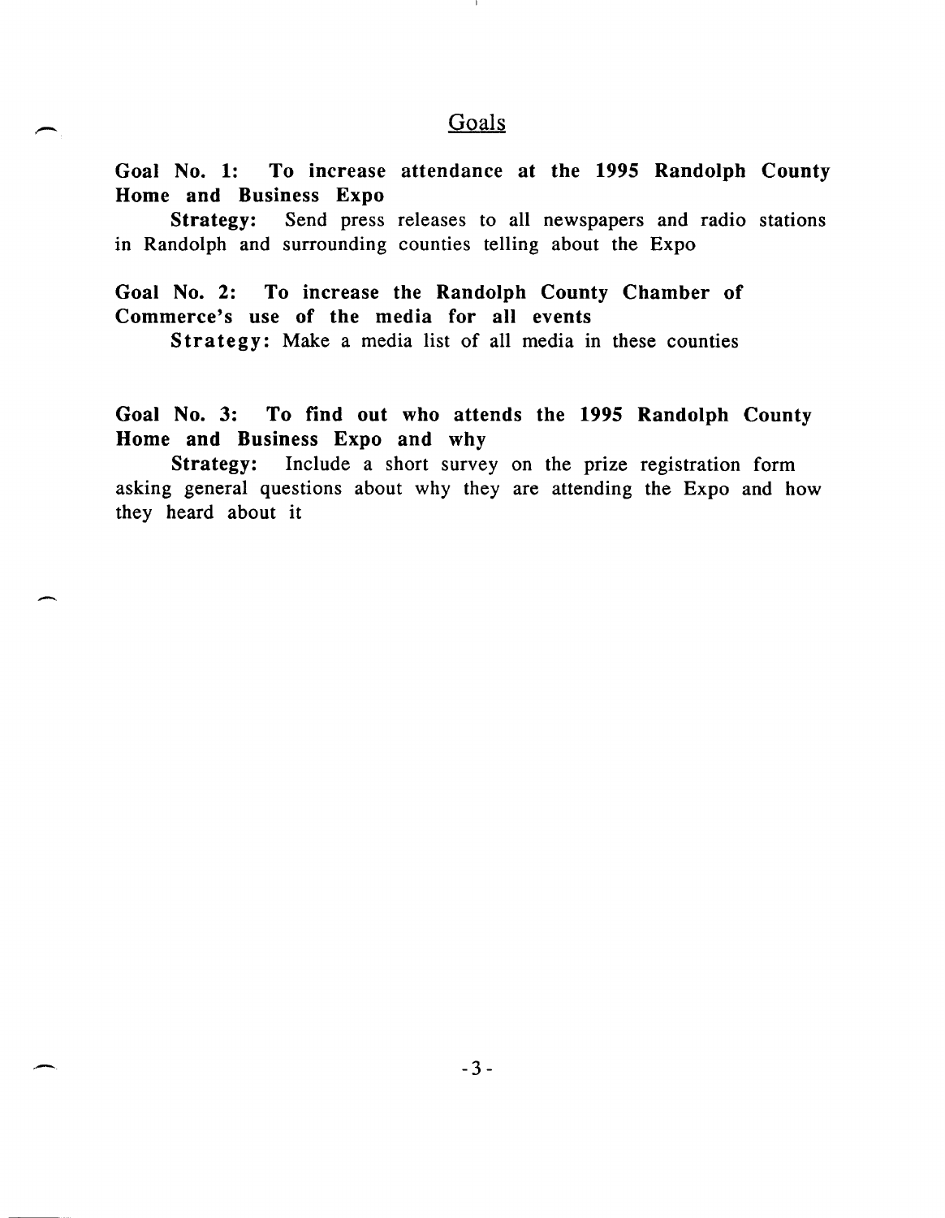## Goals

**Goal No. 1: To increase attendance at the 1995 Randolph County Home and Business Expo**

**Strategy:** Send press releases to all newspapers and radio stations in Randolph and surrounding counties telling about the Expo

**Goal No. 2: To increase the Randolph County Chamber of Commerce's use of the media for all events**

**Strategy:** Make a media list of all media in these counties

**Goal No. 3: To find out who attends the 1995 Randolph County Home and Business Expo and why**

**Strategy:** Include a short survey on the prize registration form asking general questions about why they are attending the Expo and how they heard about it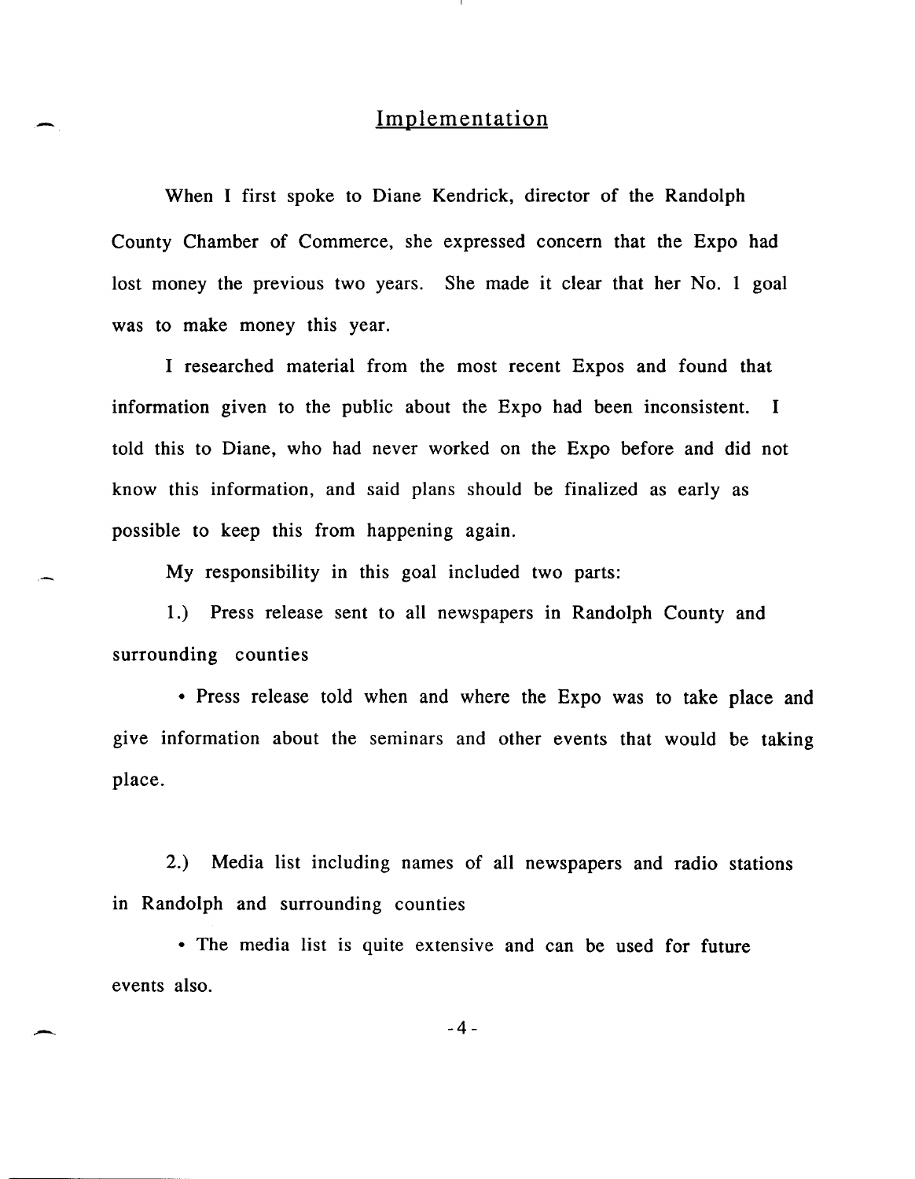## Implementation

When I first spoke to Diane Kendrick, director of the Randolph County Chamber of Commerce, she expressed concern that the Expo had lost money the previous two years. She made it clear that her No. 1 goal was to make money this year.

I researched material from the most recent Expos and found that information given to the public about the Expo had been inconsistent. I told this to Diane, who had never worked on the Expo before and did not know this information, and said plans should be finalized as early as possible to keep this from happening again.

My responsibility in this goal included two parts:

1.) Press release sent to all newspapers in Randolph County and surrounding counties

- Press release told when and where the Expo was to take place and give information about the seminars and other events that would be taking place.

2.) Media list including names of all newspapers and radio stations in Randolph and surrounding counties

- The media list is quite extensive and can be used for future events also.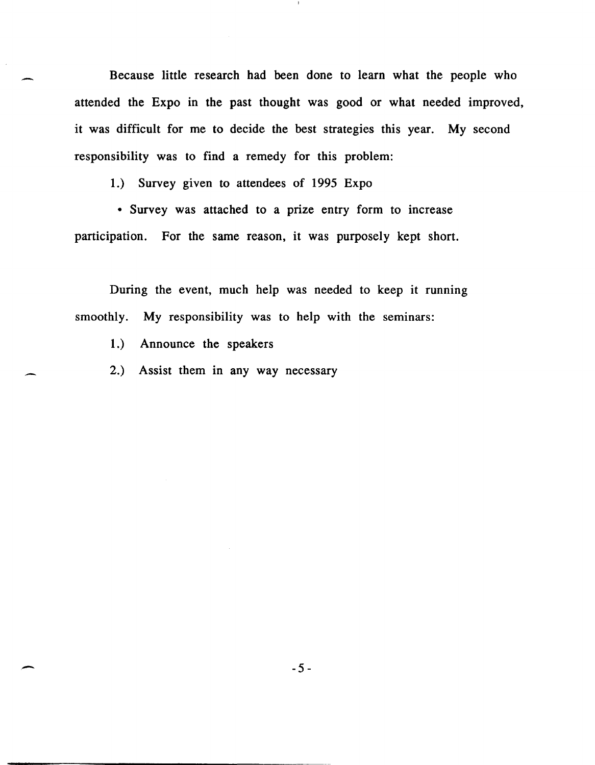Because little research had been done to learn what the people who attended the Expo in the past thought was good or what needed improved, it was difficult for me to decide the best strategies this year. My second responsibility was to find a remedy for this problem:

1.) Survey given to attendees of 1995 Expo

- Survey was attached to a prize entry form to increase participation. For the same reason, it was purposely kept short.

During the event, much help was needed to keep it running smoothly. My responsibility was to help with the seminars:

1.) Announce the speakers

2.) Assist them in any way necessary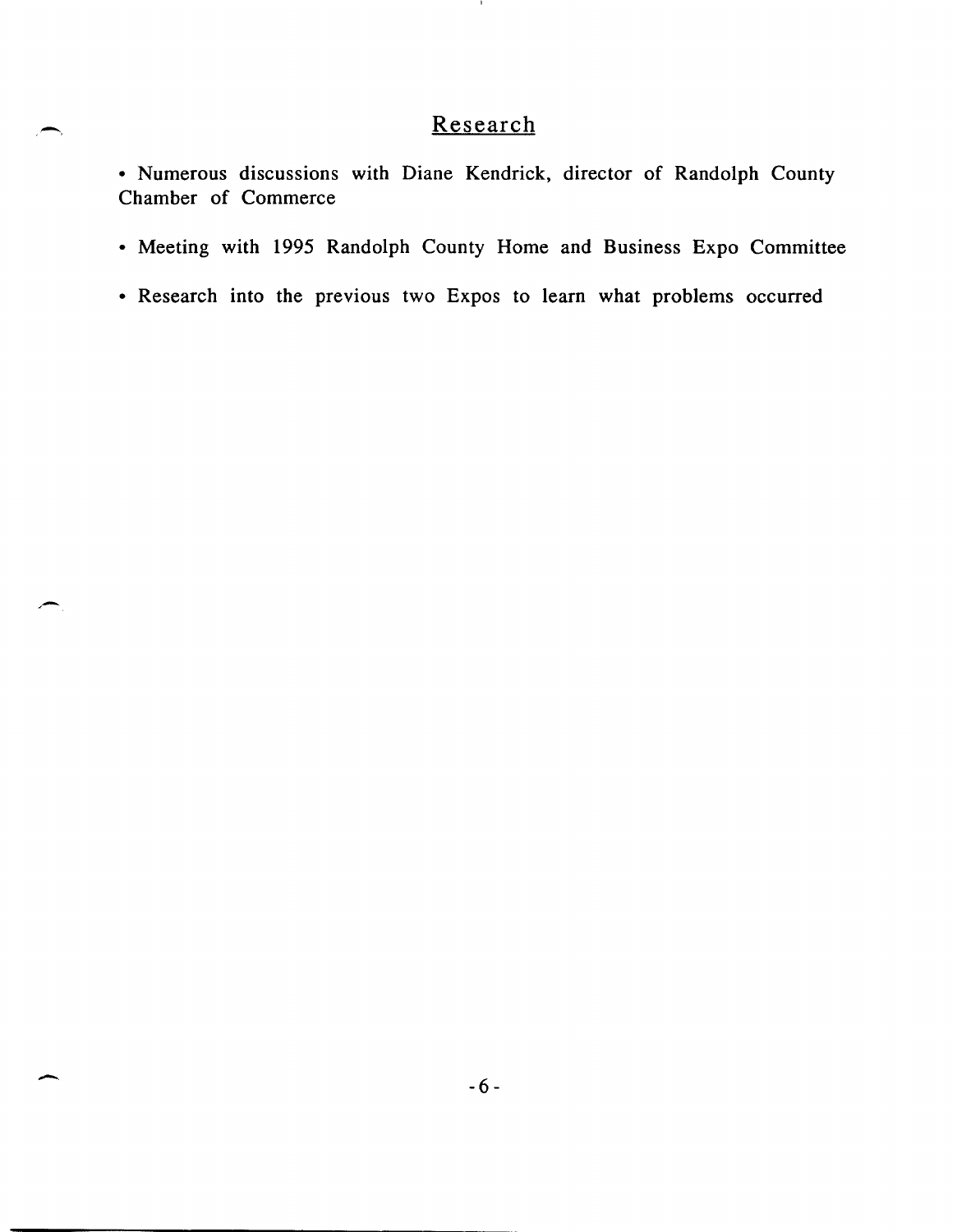## Research

- Numerous discussions with Diane Kendrick, director of Randolph County Chamber of Commerce
- Meeting with 1995 Randolph County Home and Business Expo Committee
- Research into the previous two Expos to learn what problems occurred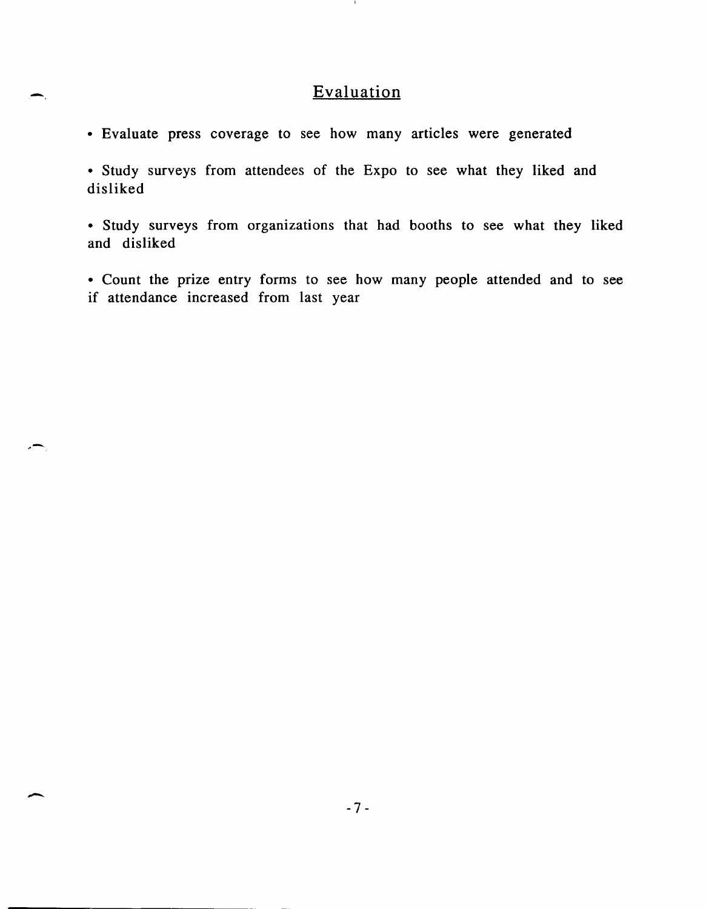## Evaluation

- Evaluate press coverage to see how many articles were generated

- Study surveys from attendees of the Expo to see what they liked and disliked

- Study surveys from organizations that had booths to see what they liked and disliked

- Count the prize entry forms to see how many people attended and to see if attendance increased from last year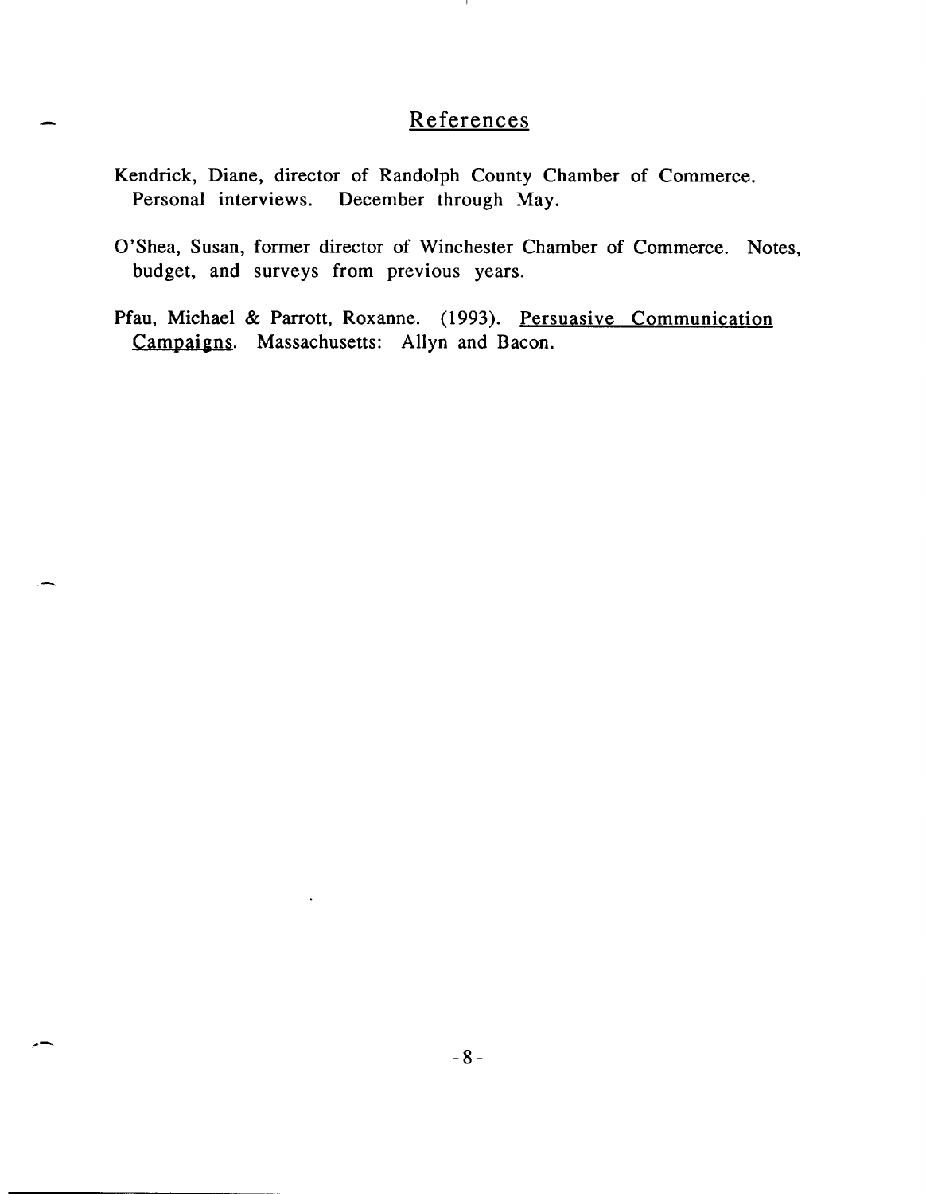## References

Kendrick, Diane, director of Randolph County Chamber of Commerce. Personal interviews. December through May.

O'Shea, Susan, former director of Winchester Chamber of Commerce. Notes, budget, and surveys from previous years.

Pfau, Michael & Parrott, Roxanne. (1993). Persuasive Communication Campaigns. Massachusetts: Allyn and Bacon.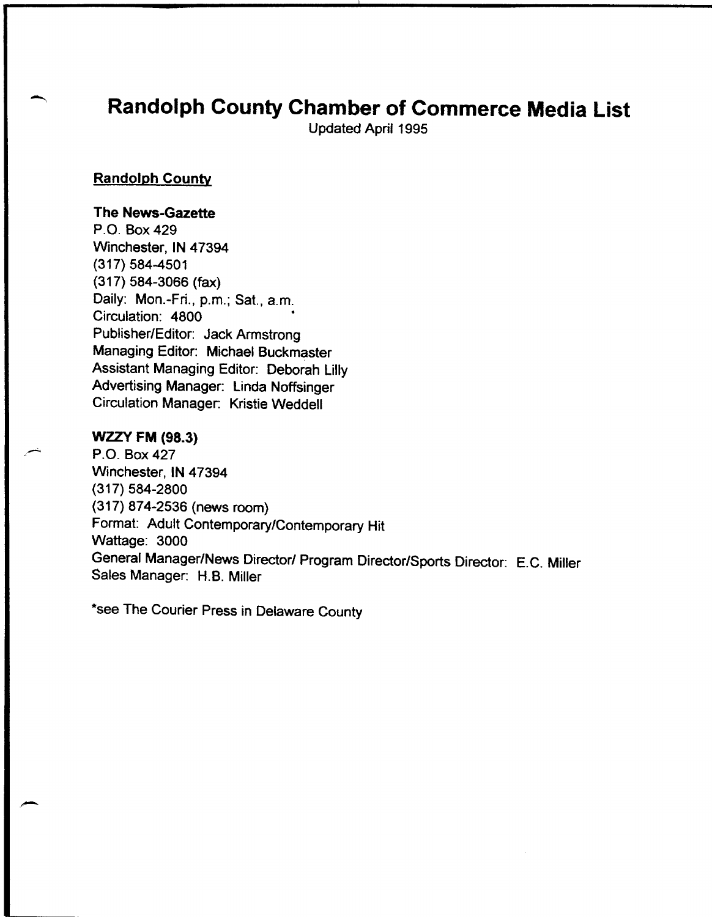# Randolph County Chamber of Commerce Media List

Updated April 1995

## Randolph County

**The News-Gazette**
P.O. Box 429
Winchester, IN 47394
(317) 584-4501
(317) 584-3066 (fax)
Daily: Mon.-Fri., p.m.; Sat., a.m.
Circulation: 4800
Publisher/Editor: Jack Armstrong
Managing Editor: Michael Buckmaster
Assistant Managing Editor: Deborah Lilly
Advertising Manager: Linda Noffsinger
Circulation Manager: Kristie Weddell

**WZZY FM (98.3)**
P.O. Box 427
Winchester, IN 47394
(317) 584-2800
(317) 874-2536 (news room)
Format: Adult Contemporary/Contemporary Hit
Wattage: 3000
General Manager/News Director/ Program Director/Sports Director: E.C. Miller
Sales Manager: H.B. Miller

*see The Courier Press in Delaware County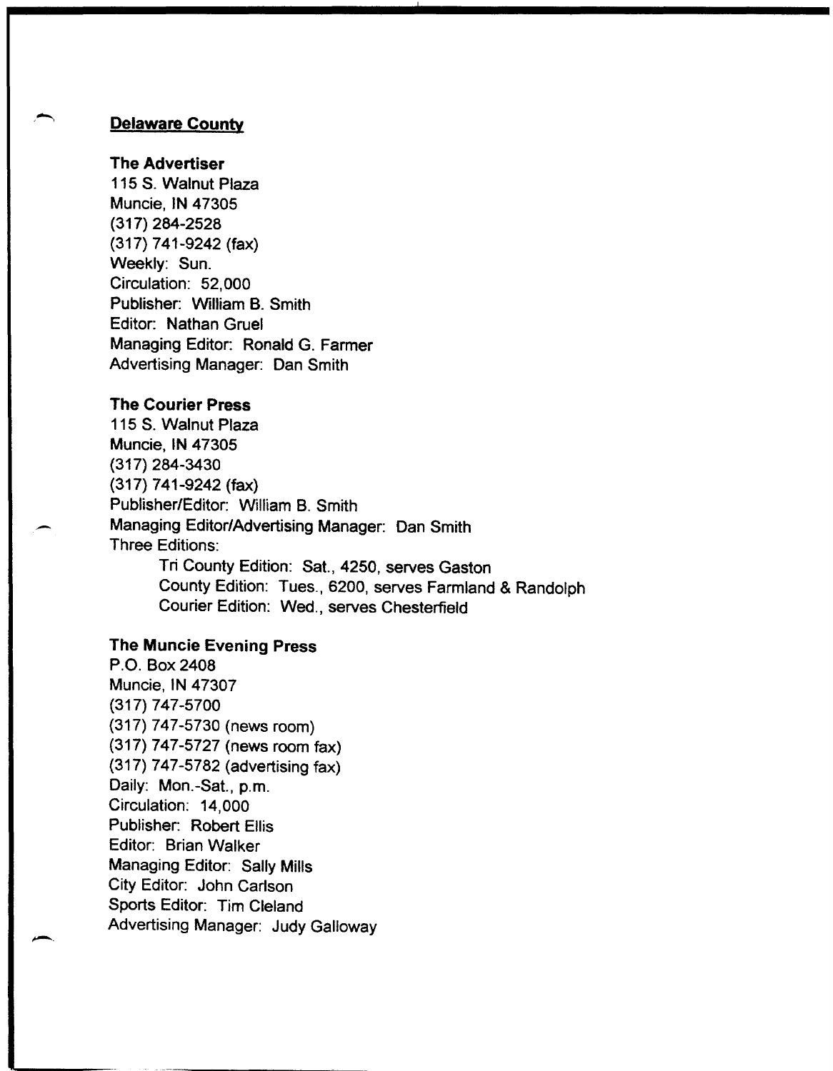## Delaware County

**The Advertiser**
115 S. Walnut Plaza
Muncie, IN 47305
(317) 284-2528
(317) 741-9242 (fax)
Weekly: Sun.
Circulation: 52,000
Publisher: William B. Smith
Editor: Nathan Gruel
Managing Editor: Ronald G. Farmer
Advertising Manager: Dan Smith

**The Courier Press**
115 S. Walnut Plaza
Muncie, IN 47305
(317) 284-3430
(317) 741-9242 (fax)
Publisher/Editor: William B. Smith
Managing Editor/Advertising Manager: Dan Smith
Three Editions:

- Tri County Edition: Sat., 4250, serves Gaston
- County Edition: Tues., 6200, serves Farmland & Randolph
- Courier Edition: Wed., serves Chesterfield

**The Muncie Evening Press**
P.O. Box 2408
Muncie, IN 47307
(317) 747-5700
(317) 747-5730 (news room)
(317) 747-5727 (news room fax)
(317) 747-5782 (advertising fax)
Daily: Mon.-Sat., p.m.
Circulation: 14,000
Publisher: Robert Ellis
Editor: Brian Walker
Managing Editor: Sally Mills
City Editor: John Carlson
Sports Editor: Tim Cleland
Advertising Manager: Judy Galloway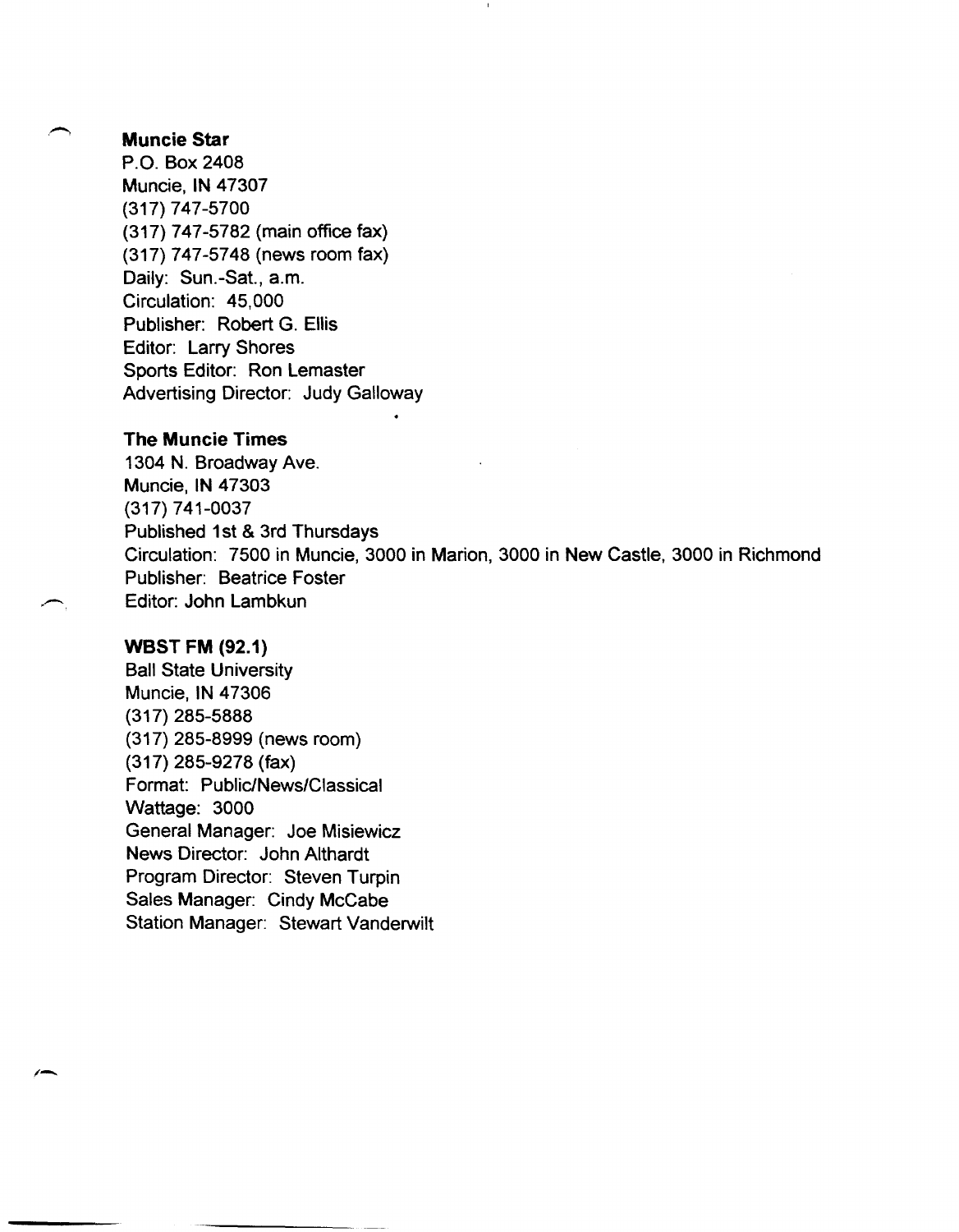**Muncie Star**
P.O. Box 2408
Muncie, IN 47307
(317) 747-5700
(317) 747-5782 (main office fax)
(317) 747-5748 (news room fax)
Daily: Sun.-Sat., a.m.
Circulation: 45,000
Publisher: Robert G. Ellis
Editor: Larry Shores
Sports Editor: Ron Lemaster
Advertising Director: Judy Galloway

**The Muncie Times**
1304 N. Broadway Ave.
Muncie, IN 47303
(317) 741-0037
Published 1st & 3rd Thursdays
Circulation: 7500 in Muncie, 3000 in Marion, 3000 in New Castle, 3000 in Richmond
Publisher: Beatrice Foster
Editor: John Lambkun

**WBST FM (92.1)**
Ball State University
Muncie, IN 47306
(317) 285-5888
(317) 285-8999 (news room)
(317) 285-9278 (fax)
Format: Public/News/Classical
Wattage: 3000
General Manager: Joe Misiewicz
News Director: John Althardt
Program Director: Steven Turpin
Sales Manager: Cindy McCabe
Station Manager: Stewart Vanderwilt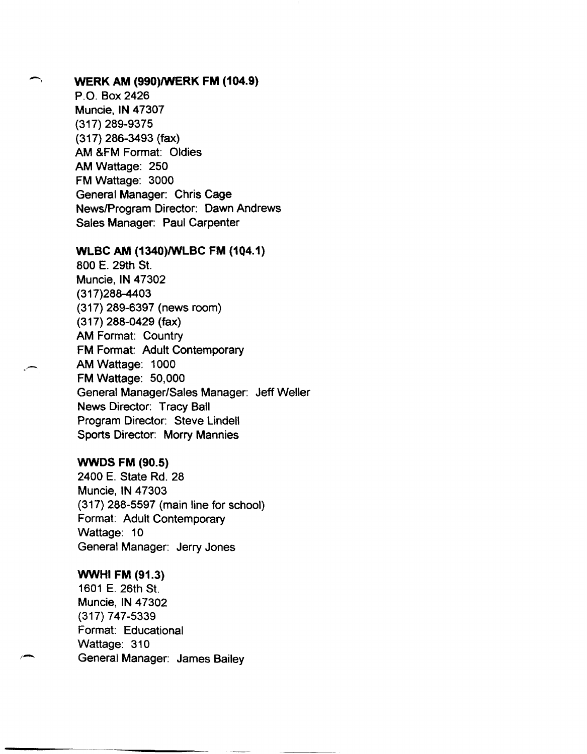**WERK AM (990)/WERK FM (104.9)**
P.O. Box 2426
Muncie, IN 47307
(317) 289-9375
(317) 286-3493 (fax)
AM &FM Format: Oldies
AM Wattage: 250
FM Wattage: 3000
General Manager: Chris Cage
News/Program Director: Dawn Andrews
Sales Manager: Paul Carpenter

**WLBC AM (1340)/WLBC FM (104.1)**
800 E. 29th St.
Muncie, IN 47302
(317)288-4403
(317) 289-6397 (news room)
(317) 288-0429 (fax)
AM Format: Country
FM Format: Adult Contemporary
AM Wattage: 1000
FM Wattage: 50,000
General Manager/Sales Manager: Jeff Weller
News Director: Tracy Ball
Program Director: Steve Lindell
Sports Director: Morry Mannies

**WWDS FM (90.5)**
2400 E. State Rd. 28
Muncie, IN 47303
(317) 288-5597 (main line for school)
Format: Adult Contemporary
Wattage: 10
General Manager: Jerry Jones

**WWHI FM (91.3)**
1601 E. 26th St.
Muncie, IN 47302
(317) 747-5339
Format: Educational
Wattage: 310
General Manager: James Bailey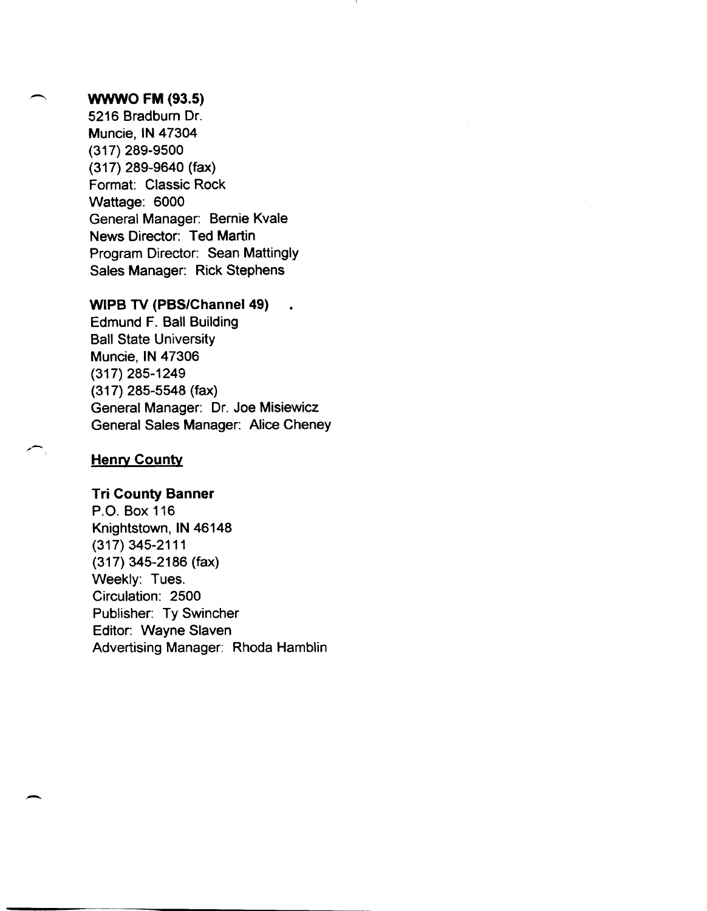**WWWO FM (93.5)**
5216 Bradburn Dr.
Muncie, IN 47304
(317) 289-9500
(317) 289-9640 (fax)
Format: Classic Rock
Wattage: 6000
General Manager: Bernie Kvale
News Director: Ted Martin
Program Director: Sean Mattingly
Sales Manager: Rick Stephens

**WIPB TV (PBS/Channel 49)**
Edmund F. Ball Building
Ball State University
Muncie, IN 47306
(317) 285-1249
(317) 285-5548 (fax)
General Manager: Dr. Joe Misiewicz
General Sales Manager: Alice Cheney

**Henry County**

**Tri County Banner**
P.O. Box 116
Knightstown, IN 46148
(317) 345-2111
(317) 345-2186 (fax)
Weekly: Tues.
Circulation: 2500
Publisher: Ty Swincher
Editor: Wayne Slaven
Advertising Manager: Rhoda Hamblin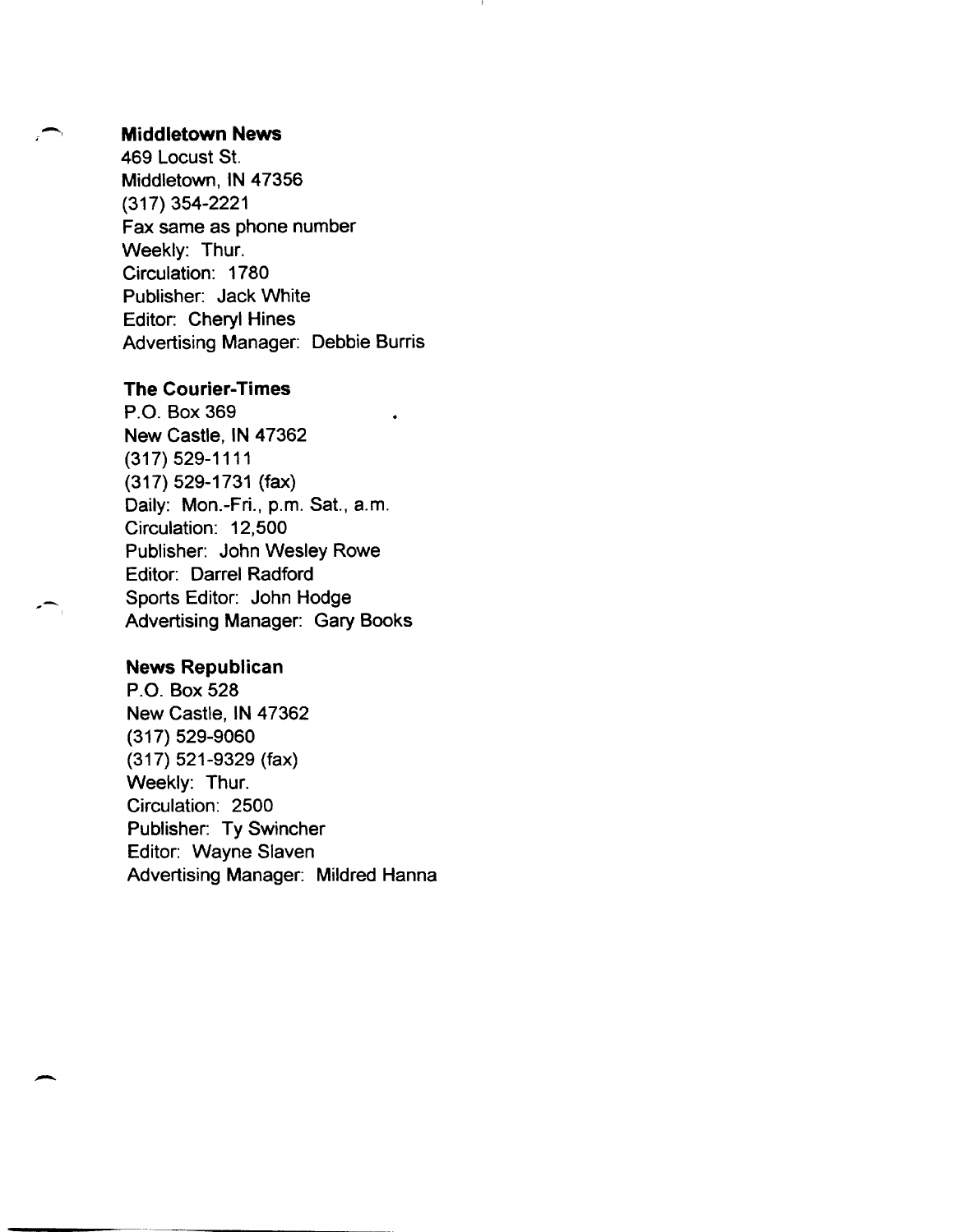**Middletown News**
469 Locust St.
Middletown, IN 47356
(317) 354-2221
Fax same as phone number
Weekly: Thur.
Circulation: 1780
Publisher: Jack White
Editor: Cheryl Hines
Advertising Manager: Debbie Burris

**The Courier-Times**
P.O. Box 369
New Castle, IN 47362
(317) 529-1111
(317) 529-1731 (fax)
Daily: Mon.-Fri., p.m. Sat., a.m.
Circulation: 12,500
Publisher: John Wesley Rowe
Editor: Darrel Radford
Sports Editor: John Hodge
Advertising Manager: Gary Books

**News Republican**
P.O. Box 528
New Castle, IN 47362
(317) 529-9060
(317) 521-9329 (fax)
Weekly: Thur.
Circulation: 2500
Publisher: Ty Swincher
Editor: Wayne Slaven
Advertising Manager: Mildred Hanna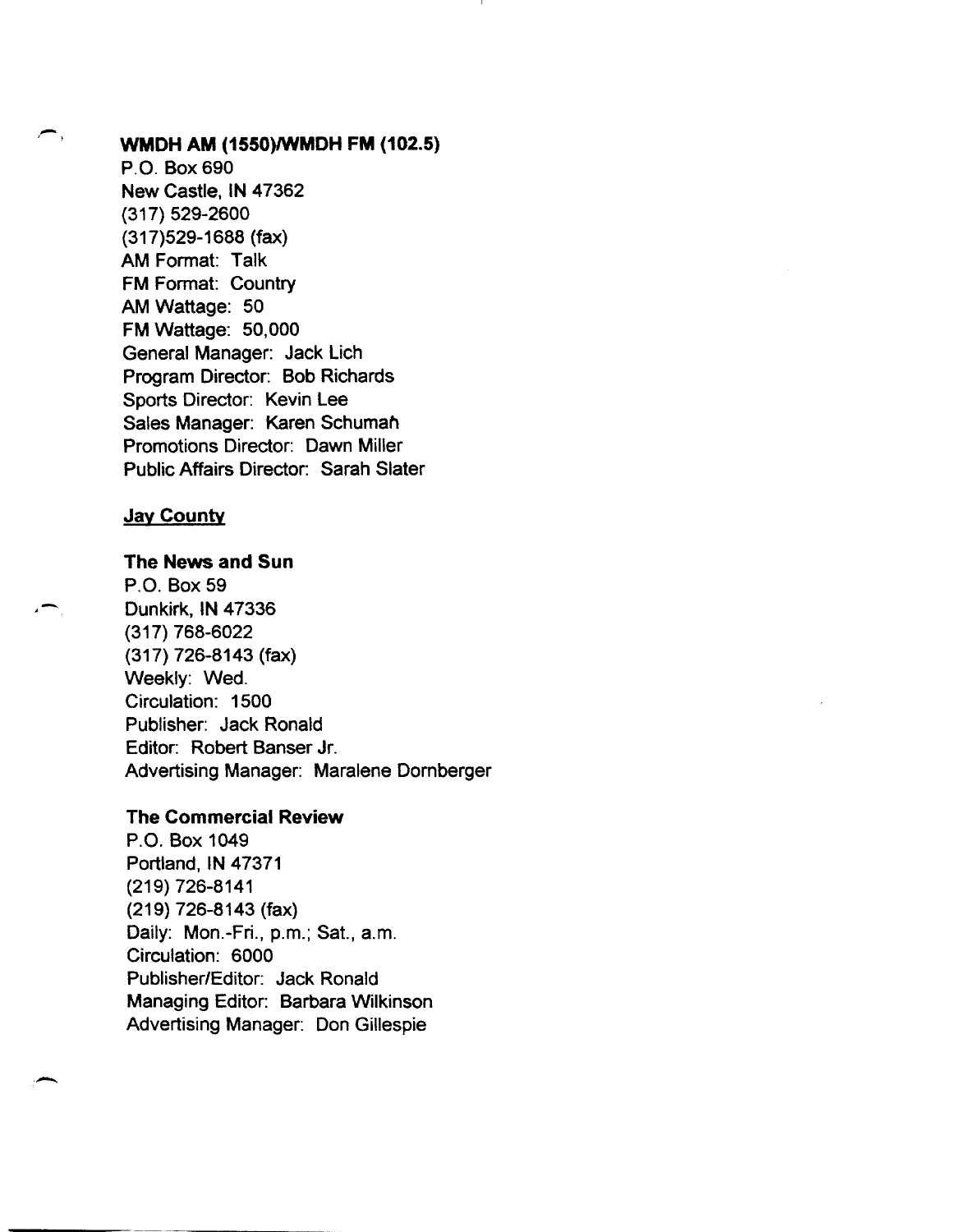**WMDH AM (1550)/WMDH FM (102.5)**
P.O. Box 690
New Castle, IN 47362
(317) 529-2600
(317)529-1688 (fax)
AM Format: Talk
FM Format: Country
AM Wattage: 50
FM Wattage: 50,000
General Manager: Jack Lich
Program Director: Bob Richards
Sports Director: Kevin Lee
Sales Manager: Karen Schumah
Promotions Director: Dawn Miller
Public Affairs Director: Sarah Slater

**Jay County**

**The News and Sun**
P.O. Box 59
Dunkirk, IN 47336
(317) 768-6022
(317) 726-8143 (fax)
Weekly: Wed.
Circulation: 1500
Publisher: Jack Ronald
Editor: Robert Banser Jr.
Advertising Manager: Maralene Dornberger

**The Commercial Review**
P.O. Box 1049
Portland, IN 47371
(219) 726-8141
(219) 726-8143 (fax)
Daily: Mon.-Fri., p.m.; Sat., a.m.
Circulation: 6000
Publisher/Editor: Jack Ronald
Managing Editor: Barbara Wilkinson
Advertising Manager: Don Gillespie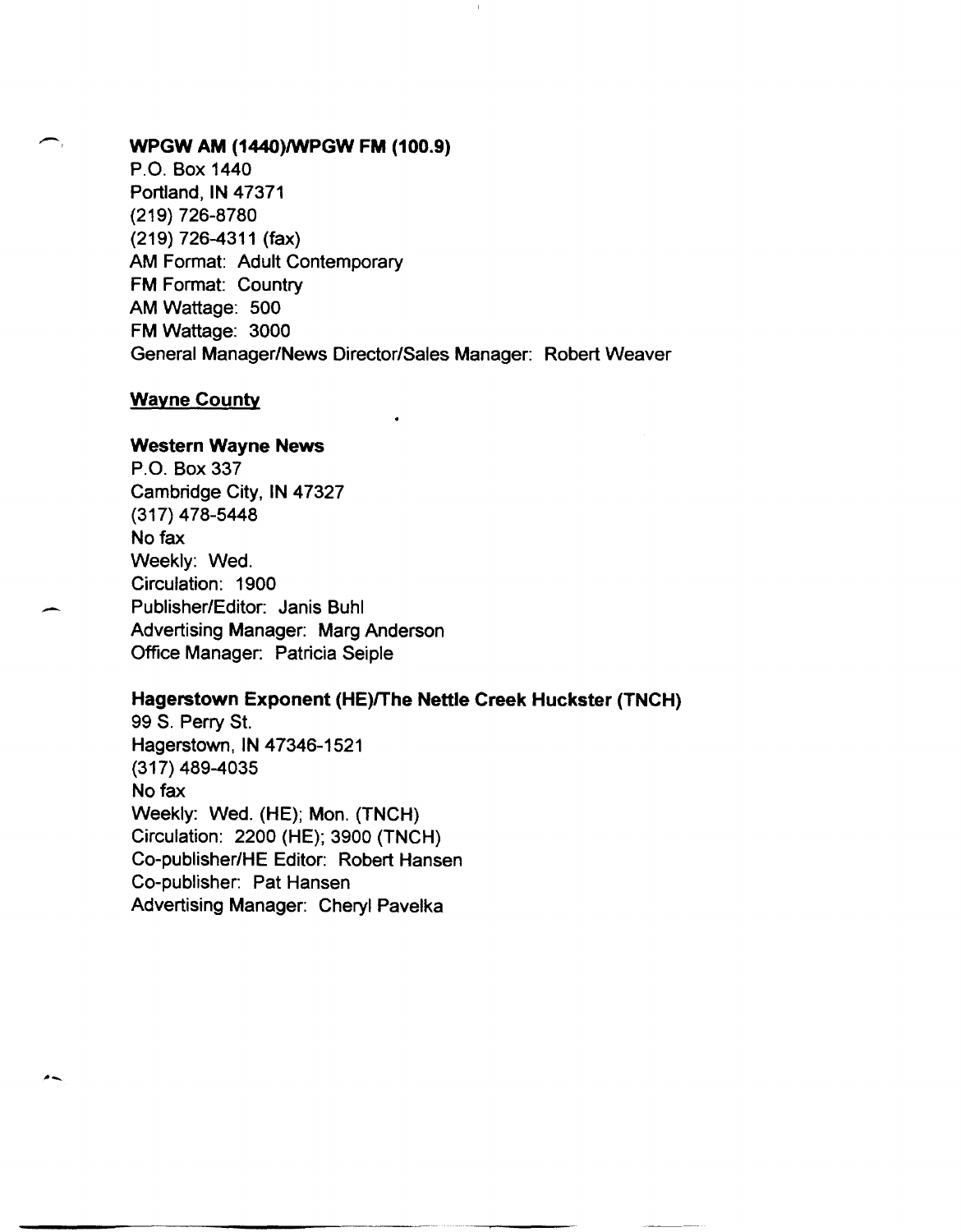**WPGW AM (1440)/WPGW FM (100.9)**
P.O. Box 1440
Portland, IN 47371
(219) 726-8780
(219) 726-4311 (fax)
AM Format: Adult Contemporary
FM Format: Country
AM Wattage: 500
FM Wattage: 3000
General Manager/News Director/Sales Manager: Robert Weaver

<u>Wayne County</u>

**Western Wayne News**
P.O. Box 337
Cambridge City, IN 47327
(317) 478-5448
No fax
Weekly: Wed.
Circulation: 1900
Publisher/Editor: Janis Buhl
Advertising Manager: Marg Anderson
Office Manager: Patricia Seiple

**Hagerstown Exponent (HE)/The Nettle Creek Huckster (TNCH)**
99 S. Perry St.
Hagerstown, IN 47346-1521
(317) 489-4035
No fax
Weekly: Wed. (HE); Mon. (TNCH)
Circulation: 2200 (HE); 3900 (TNCH)
Co-publisher/HE Editor: Robert Hansen
Co-publisher: Pat Hansen
Advertising Manager: Cheryl Pavelka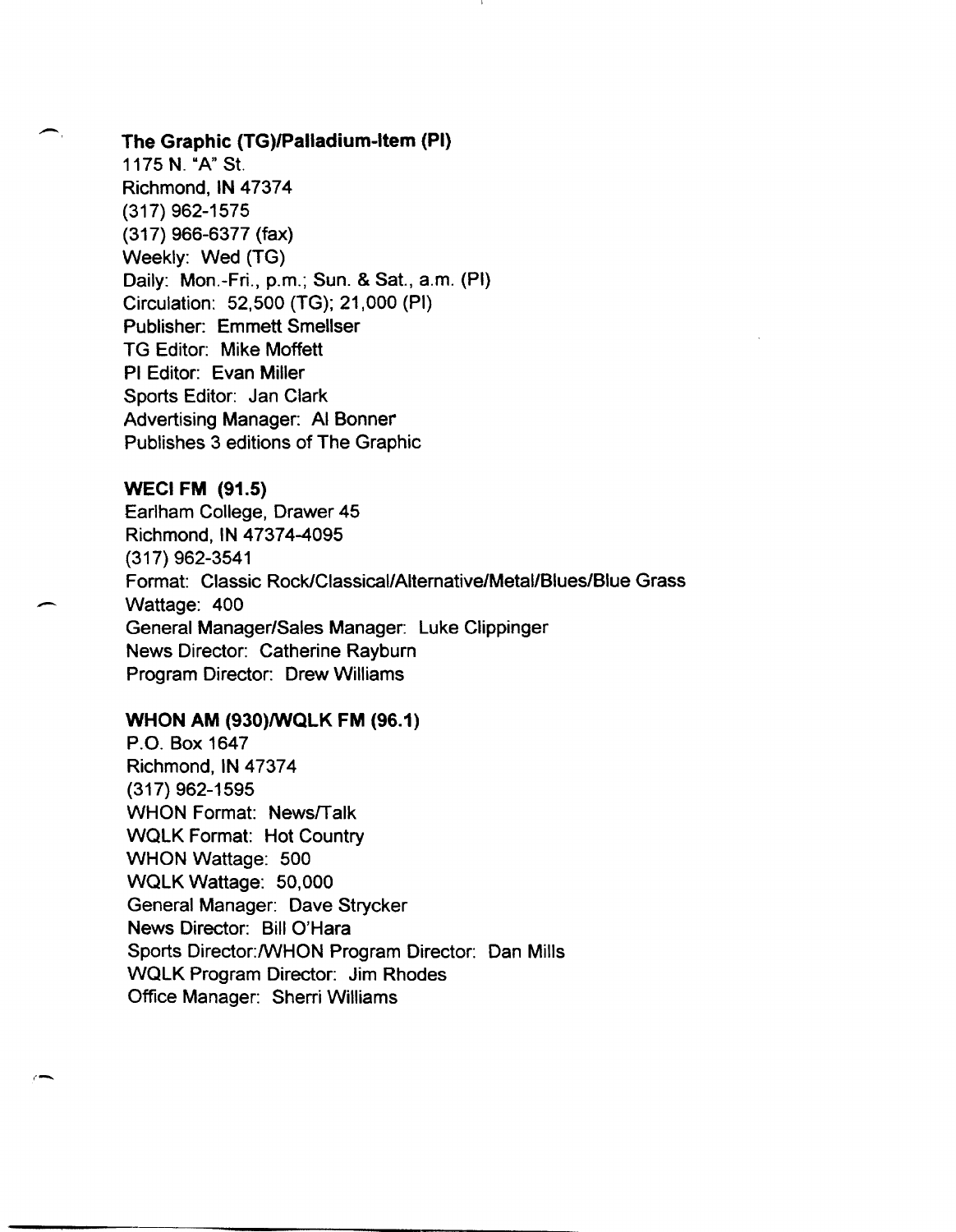**The Graphic (TG)/Palladium-Item (PI)**
1175 N. "A" St.
Richmond, IN 47374
(317) 962-1575
(317) 966-6377 (fax)
Weekly: Wed (TG)
Daily: Mon.-Fri., p.m.; Sun. & Sat., a.m. (PI)
Circulation: 52,500 (TG); 21,000 (PI)
Publisher: Emmett Smellser
TG Editor: Mike Moffett
PI Editor: Evan Miller
Sports Editor: Jan Clark
Advertising Manager: Al Bonner
Publishes 3 editions of The Graphic

**WECI FM (91.5)**
Earlham College, Drawer 45
Richmond, IN 47374-4095
(317) 962-3541
Format: Classic Rock/Classical/Alternative/Metal/Blues/Blue Grass
Wattage: 400
General Manager/Sales Manager: Luke Clippinger
News Director: Catherine Rayburn
Program Director: Drew Williams

**WHON AM (930)/WQLK FM (96.1)**
P.O. Box 1647
Richmond, IN 47374
(317) 962-1595
WHON Format: News/Talk
WQLK Format: Hot Country
WHON Wattage: 500
WQLK Wattage: 50,000
General Manager: Dave Strycker
News Director: Bill O'Hara
Sports Director:/WHON Program Director: Dan Mills
WQLK Program Director: Jim Rhodes
Office Manager: Sherri Williams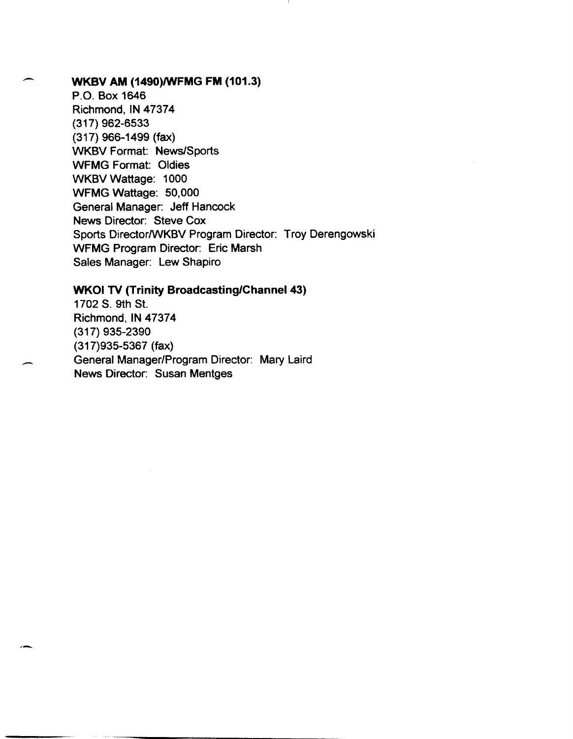**WKBV AM (1490)/WFMG FM (101.3)**
P.O. Box 1646
Richmond, IN 47374
(317) 962-6533
(317) 966-1499 (fax)
WKBV Format: News/Sports
WFMG Format: Oldies
WKBV Wattage: 1000
WFMG Wattage: 50,000
General Manager: Jeff Hancock
News Director: Steve Cox
Sports Director/WKBV Program Director: Troy Derengowski
WFMG Program Director: Eric Marsh
Sales Manager: Lew Shapiro

**WKOI TV (Trinity Broadcasting/Channel 43)**
1702 S. 9th St.
Richmond, IN 47374
(317) 935-2390
(317)935-5367 (fax)
General Manager/Program Director: Mary Laird
News Director: Susan Mentges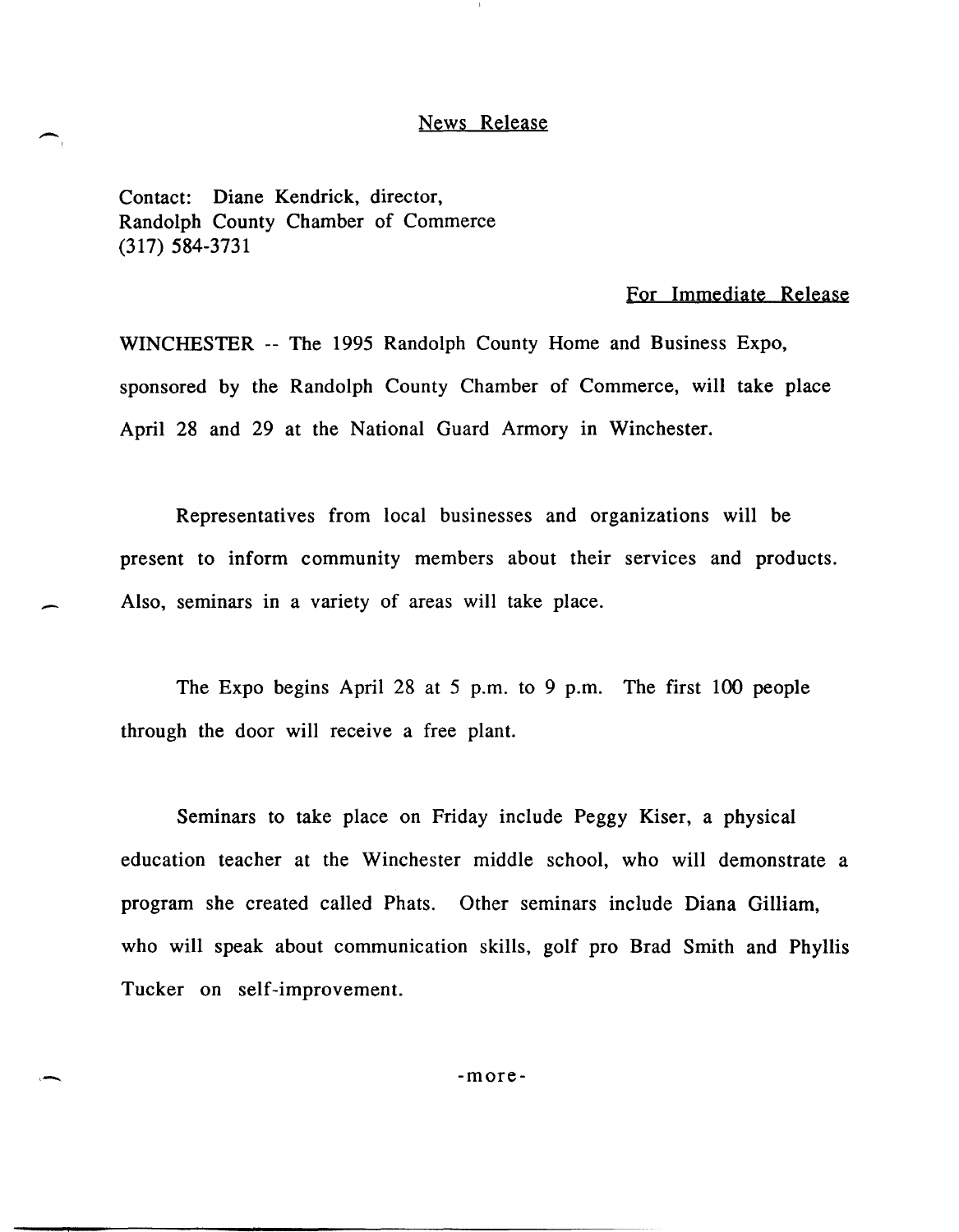News Release

Contact: Diane Kendrick, director,
Randolph County Chamber of Commerce
(317) 584-3731

For Immediate Release

WINCHESTER -- The 1995 Randolph County Home and Business Expo, sponsored by the Randolph County Chamber of Commerce, will take place April 28 and 29 at the National Guard Armory in Winchester.

Representatives from local businesses and organizations will be present to inform community members about their services and products. Also, seminars in a variety of areas will take place.

The Expo begins April 28 at 5 p.m. to 9 p.m. The first 100 people through the door will receive a free plant.

Seminars to take place on Friday include Peggy Kiser, a physical education teacher at the Winchester middle school, who will demonstrate a program she created called Phats. Other seminars include Diana Gilliam, who will speak about communication skills, golf pro Brad Smith and Phyllis Tucker on self-improvement.

-more-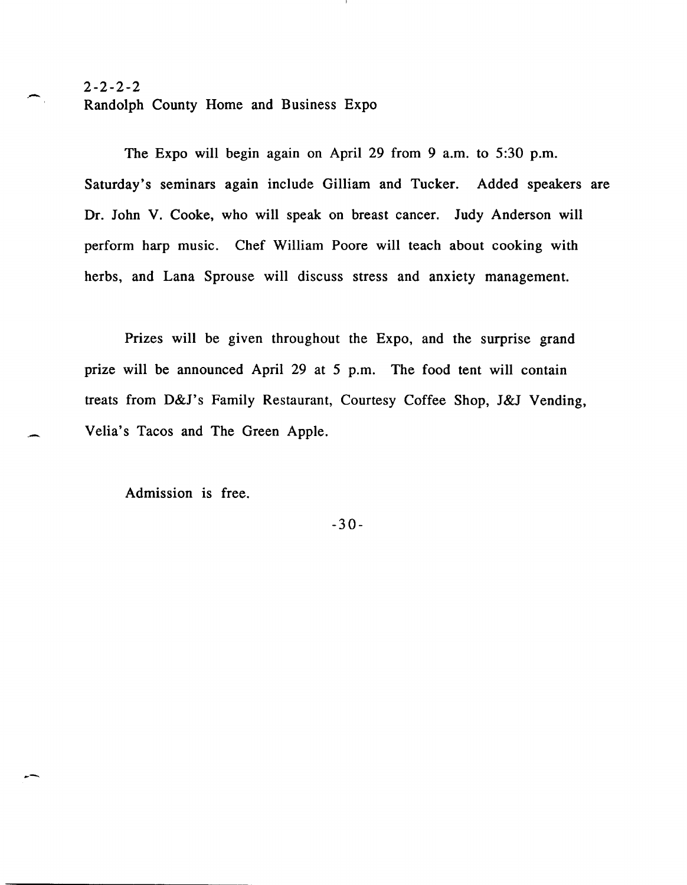2-2-2-2
Randolph County Home and Business Expo

The Expo will begin again on April 29 from 9 a.m. to 5:30 p.m. Saturday's seminars again include Gilliam and Tucker. Added speakers are Dr. John V. Cooke, who will speak on breast cancer. Judy Anderson will perform harp music. Chef William Poore will teach about cooking with herbs, and Lana Sprouse will discuss stress and anxiety management.

Prizes will be given throughout the Expo, and the surprise grand prize will be announced April 29 at 5 p.m. The food tent will contain treats from D&J's Family Restaurant, Courtesy Coffee Shop, J&J Vending, Velia's Tacos and The Green Apple.

Admission is free.

-30-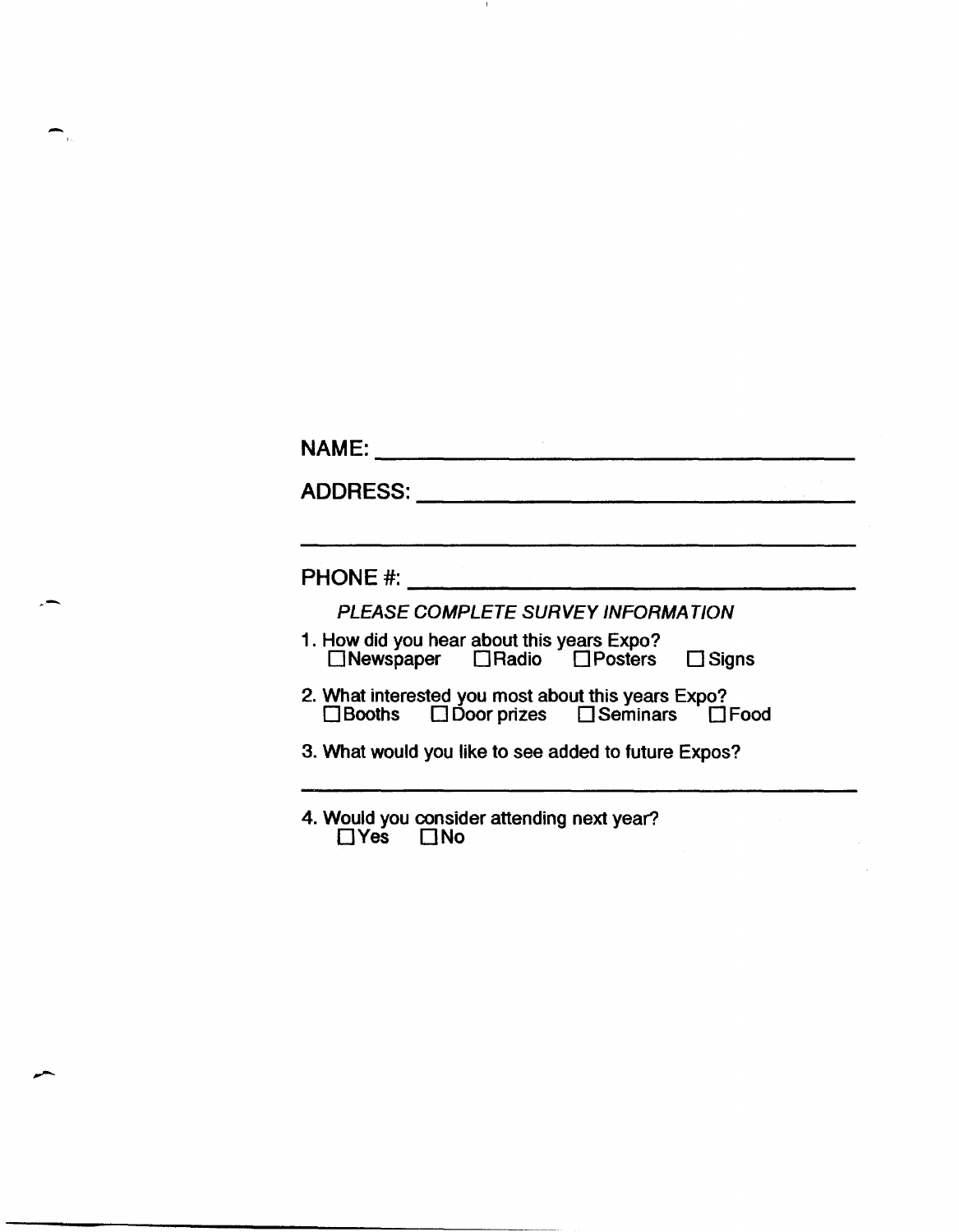NAME: ______________________________________

ADDRESS: ___________________________________

____________________________________________

PHONE #: ___________________________________

*PLEASE COMPLETE SURVEY INFORMATION*

1. How did you hear about this years Expo?
   ☐Newspaper ☐Radio ☐Posters ☐Signs

2. What interested you most about this years Expo?
   ☐Booths ☐Door prizes ☐Seminars ☐Food

3. What would you like to see added to future Expos?

____________________________________________

4. Would you consider attending next year?
   ☐Yes ☐No